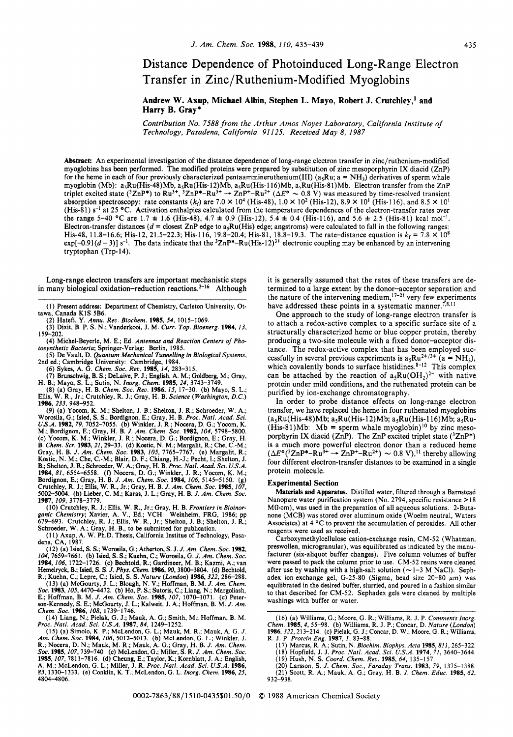# Distance Dependence of Photoinduced Long-Range Electron Transfer in Zinc/Ruthenium-Modified Myoglobins

**Andrew W. Axup, Michael Albin, Stephen L. Mayo, Robert J. Crutchley,[1] and Harry B. Gray***

*Contribution No. 7588 from the Arthur Amos Noyes Laboratory, California Institute of Technology, Pasadena, California 91125. Received May 8, 1987*

**Abstract:** An experimental investigation of the distance dependence of long-range electron transfer in zinc/ruthenium-modified myoglobins has been performed. The modified proteins were prepared by substitution of zinc mesoporphyrin IX diacid (ZnP) for the heme in each of four previously characterized pentaammineruthenium(III) ($a_5$Ru; a = $NH_3$) derivatives of sperm whale myoglobin (Mb): $a_5$Ru(His-48)Mb, $a_5$Ru(His-12)Mb, $a_5$Ru(His-116)Mb, $a_5$Ru(His-81)Mb. Electron transfer from the ZnP triplet excited state ($^3$ZnP*) to $Ru^{3+}$, $^3$ZnP*–$Ru^{3+}$ → ZnP$^+$–$Ru^{2+}$ ($\Delta E° \sim 0.8$ V) was measured by time-resolved transient absorption spectroscopy: rate constants ($k_f$) are $7.0 \times 10^4$ (His-48), $1.0 \times 10^2$ (His-12), $8.9 \times 10^1$ (His-116), and $8.5 \times 10^1$ (His-81) $s^{-1}$ at 25 °C. Activation enthalpies calculated from the temperature dependences of the electron-transfer rates over the range 5–40 °C are 1.7 ± 1.6 (His-48), 4.7 ± 0.9 (His-12), 5.4 ± 0.4 (His-116), and 5.6 ± 2.5 (His-81) kcal $mol^{-1}$. Electron-transfer distances ($d$ = closest ZnP edge to $a_5$Ru(His) edge; angstroms) were calculated to fall in the following ranges: His-48, 11.8–16.6; His-12, 21.5–22.3; His-116, 19.8–20.4; His-81, 18.8–19.3. The rate–distance equation is $k_f = 7.8 \times 10^8 \exp[-0.91(d - 3)]$ $s^{-1}$. The data indicate that the $^3$ZnP*–Ru(His-12)$^{3+}$ electronic coupling may be enhanced by an intervening tryptophan (Trp-14).

Long-range electron transfers are important mechanistic steps in many biological oxidation–reduction reactions.[2-16] Although it is generally assumed that the rates of these transfers are determined to a large extent by the donor–acceptor separation and the nature of the intervening medium,[17-21] very few experiments have addressed these points in a systematic manner.[7,8,11]

One approach to the study of long-range electron transfer is to attach a redox-active complex to a specific surface site of a structurally characterized heme or blue copper protein, thereby producing a two-site molecule with a fixed donor–acceptor distance. The redox-active complex that has been employed successfully in several previous experiments is $a_5Ru^{2+/3+}$ (a = $NH_3$), which covalently bonds to surface histidines.[8-12] This complex can be attached by the reaction of $a_5Ru(OH_2)^{2+}$ with native protein under mild conditions, and the ruthenated protein can be purified by ion-exchange chromatography.

In order to probe distance effects on long-range electron transfer, we have replaced the heme in four ruthenated myoglobins ($a_5$Ru(His-48)Mb; $a_5$Ru(His-12)Mb; $a_5$Ru(His-116)Mb; $a_5$Ru(His-81)Mb: Mb = sperm whale myoglobin)[10] by zinc mesoporphyrin IX diacid (ZnP). The ZnP excited triplet state ($^3$ZnP*) is a much more powerful electron donor than a reduced heme ($\Delta E°$($^3$ZnP*–$Ru^{3+}$ → ZnP$^+$–$Ru^{2+}$) ~ 0.8 V),[11] thereby allowing four different electron-transfer distances to be examined in a single protein molecule.

## Experimental Section

**Materials and Apparatus.** Distilled water, filtered through a Barnstead Nanopure water purification system (No. 2794, specific resistance >18 MΩ·cm), was used in the preparation of all aqueous solutions. 2-Butanone (MCB) was stored over aluminum oxide (Woelm neutral, Waters Associates) at 4 °C to prevent the accumulation of peroxides. All other reagents were used as received.

Carboxymethylcellulose cation-exchange resin, CM-52 (Whatman, preswollen, microgranular), was equilibrated as indicated by the manufacturer (six-aliquot buffer changes). Five column volumes of buffer were passed to pack the column prior to use. CM-52 resins were cleaned after use by washing with a high-salt solution (~1–3 M NaCl). Sephadex ion-exchange gel, G-25-80 (Sigma, bead size 20–80 μm) was equilibrated in the desired buffer, slurried, and poured in a fashion similar to that described for CM-52. Sephadex gels were cleaned by multiple washings with buffer or water.

---

(1) Present address: Department of Chemistry, Carleton University, Ottawa, Canada K1S 5B6.
(2) Hatefi, Y. *Annu. Rev. Biochem.* **1985**, *54*, 1015–1069.
(3) Dixit, B. P. S. N.; Vanderkooi, J. M. *Curr. Top. Bioenerg.* **1984**, *13*, 159–202.
(4) Michel-Beyerle, M. E.; Ed. *Antennas and Reaction Centers of Photosynthetic Bacteria*; Springer-Verlag: Berlin, 1985.
(5) De Vault, D. *Quantum Mechanical Tunnelling in Biological Systems*, 2nd ed.; Cambridge University: Cambridge, 1984.
(6) Sykes, A. G. *Chem. Soc. Rev.* **1985**, *14*, 283–315.
(7) Brunschwig, B. S.; DeLaive, P. J.; English, A. M.; Goldberg, M.; Gray, H. B.; Mayo, S. L.; Sutin, N. *Inorg. Chem.* **1985**, *24*, 3743–3749.
(8) (a) Gray, H. B. *Chem. Soc. Rev.* **1986**, *15*, 17–30. (b) Mayo, S. L.; Ellis, W. R., Jr.; Crutchley, R. J.; Gray, H. B. *Science (Washington, D.C.)* **1986**, *233*, 948–952.
(9) (a) Yocom, K. M.; Shelton, J. B.; Shelton, J. R.; Schroeder, W. A.; Worosila, G.; Isied, S. S.; Bordignon, E.; Gray, H. B. *Proc. Natl. Acad. Sci. U.S.A.* **1982**, *79*, 7052–7055. (b) Winkler, J. R.; Nocera, D. G.; Yocom, K. M.; Bordignon, E.; Gray, H. B. *J. Am. Chem. Soc.* **1982**, *104*, 5798–5800. (c) Yocom, K. M.; Winkler, J. R.; Nocera, D. G.; Bordignon, E.; Gray, H. B. *Chem. Scr.* **1983**, *21*, 29–33. (d) Kostic, N. M.; Margalit, R.; Che, C.-M.; Gray, H. B. *J. Am. Chem. Soc.* **1983**, *105*, 7765–7767. (e) Margalit, R.; Kostic, N. M.; Che, C.-M.; Blair, D. F.; Chiang, H.-J.; Pecht, I.; Shelton, J. B.; Shelton, J. R.; Schroeder, W. A.; Gray, H. B. *Proc. Natl. Acad. Sci. U.S.A.* **1984**, *81*, 6554–6558. (f) Nocera, D. G.; Winkler, J. R.; Yocom, K. M.; Bordignon, E.; Gray, H. B. *J. Am. Chem. Soc.* **1984**, *106*, 5145–5150. (g) Crutchley, R. J.; Ellis, W. R., Jr.; Gray, H. B. *J. Am. Chem. Soc.* **1985**, *107*, 5002–5004. (h) Lieber, C. M.; Karas, J. L.; Gray, H. B. *J. Am. Chem. Soc.* **1987**, *109*, 3778–3779.
(10) Crutchley, R. J.; Ellis, W. R., Jr.; Gray, H. B. *Frontiers in Bioinorganic Chemistry*; Xavier, A. V., Ed.; VCH: Weinheim, FRG, 1986; pp 679–693. Crutchley, R. J.; Ellis, W. R., Jr.; Shelton, J. B.; Shelton, J. R.; Schroeder, W. A.; Gray, H. B., to be submitted for publication.
(11) Axup, A. W. Ph.D. Thesis, California Institue of Technology, Pasadena, CA, 1987.
(12) (a) Isied, S. S.; Worosila, G.; Atherton, S. J. *J. Am. Chem. Soc.* **1982**, *104*, 7659–7661. (b) Isied, S. S.; Kuehn, C.; Worosila, G. *J. Am. Chem. Soc.* **1984**, *106*, 1722–1726. (c) Bechtold, R.; Gardineer, M. B.; Kazmi, A.; van Hemelryck, B.; Isied, S. S. *J. Phys. Chem.* **1986**, *90*, 3800–3804. (d) Bechtold, R.; Kuehn, C.; Lepre, C.; Isied, S. S. *Nature (London)* **1986**, *322*, 286–288.
(13) (a) McGourty, J. L.; Blough, N. V.; Hoffman, B. M. *J. Am. Chem. Soc.* **1983**, *105*, 4470–4472. (b) Ho, P. S.; Sutoris, C.; Liang, N.; Margoliash, E.; Hoffman, B. M. *J. Am. Chem. Soc.* **1985**, *107*, 1070–1071. (c) Peterson-Kennedy, S. E.; McGourty, J. L.; Kalweit, J. A.; Hoffman, B. M. *J. Am. Chem. Soc.* **1986**, *108*, 1739–1746.
(14) Liang, N.; Pielak, G. J.; Mauk, A. G.; Smith, M.; Hoffman, B. M. *Proc. Natl. Acad. Sci. U.S.A.* **1987**, *84*, 1249–1252.
(15) (a) Simolo, K. P.; McLendon, G. L.; Mauk, M. R.; Mauk, A. G. *J. Am. Chem. Soc.* **1984**, *106*, 5012–5013. (b) McLendon, G. L.; Winkler, J. R.; Nocera, D. N.; Mauk, M. R.; Mauk, A. G.; Gray, H. B. *J. Am. Chem. Soc.* **1985**, *107*, 739–740. (c) McLendon, G. L.; Miller, S. R. *J. Am. Chem. Soc.* **1985**, *107*, 7811–7816. (d) Cheung, E.; Taylor, K.; Kornblatt, J. A.; English, A. M.; McLendon, G. L.; Miller, J. R. *Proc. Natl. Acad. Sci. U.S.A.* **1986**, *83*, 1330–1333. (e) Conklin, K. T.; McLendon, G. L. *Inorg. Chem.* **1986**, *25*, 4804–4806.
(16) (a) Williams, G.; Moore, G. R.; Williams, R. J. P. *Comments Inorg. Chem.* **1985**, *4*, 55–98. (b) Williams, R. J. P.; Concar, D. *Nature (London)* **1986**, *322*, 213–214. (c) Pielak, G. J.; Concar, D. W.; Moore, G. R.; Williams, R. J. P. *Protein Eng.* **1987**, *1*, 83–88.
(17) Marcus, R. A.; Sutin, N. *Biochim. Biophys. Acta* **1985**, *811*, 265–322.
(18) Hopfield, J. J. *Proc. Natl. Acad. Sci. U.S.A.* **1974**, *71*, 3640–3644.
(19) Hush, N. S. *Coord. Chem. Rev.* **1985**, *64*, 135–157.
(20) Larsson, S. *J. Chem. Soc., Faraday Trans.* **1983**, *79*, 1375–1388.
(21) Scott, R. A.; Mauk, A. G.; Gray, H. B. *J. Chem. Educ.* **1985**, *62*, 932–938.

0002-7863/88/1510-0435$01.50/0 © 1988 American Chemical Society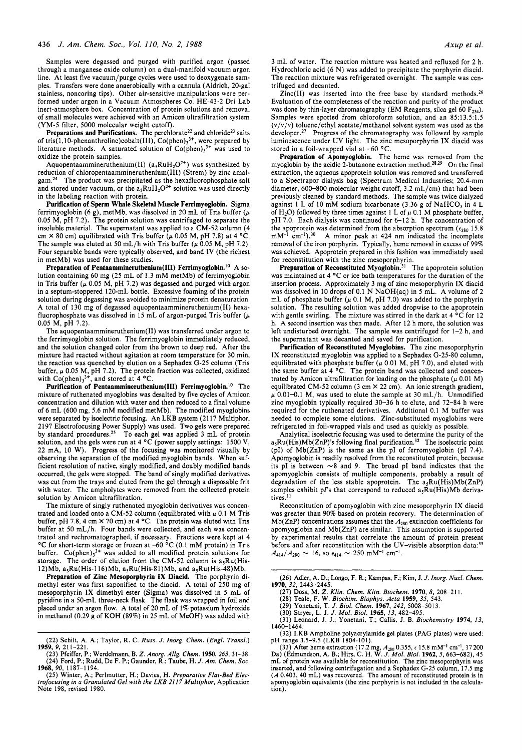Samples were degassed and purged with purified argon (passed through a manganese oxide column) on a dual-manifold vacuum argon line. At least five vacuum/purge cycles were used to deoxygenate samples. Transfers were done anaerobically with a cannula (Aldrich, 20-gal stainless, noncoring tips). Other air-sensitive manipulations were performed under argon in a Vacuum Atmospheres Co. HE-43-2 Dri Lab inert-atmosphere box. Concentration of protein solutions and removal of small molecules were achieved with an Amicon ultrafiltration system (YM-5 filter, 5000 molecular weight cutoff).

**Preparations and Purifications.** The perchlorate[22] and chloride[23] salts of tris(1,10-phenanthroline)cobalt(III), $Co(phen)_3^{3+}$, were prepared by literature methods. A saturated solution of $Co(phen)_3^{3+}$ was used to oxidize the protein samples.

Aquopentaammineruthenium(II) ($a_5RuH_2O^{2+}$) was synthesized by reduction of chloropentaammineruthenium(III) (Strem) by zinc amalgam.[24] The product was precipitated as the hexafluorophosphate salt and stored under vacuum, or the $a_5RuH_2O^{2+}$ solution was used directly in the labeling reaction with protein.

**Purification of Sperm Whale Skeletal Muscle Ferrimyoglobin.** Sigma ferrimyoglobin (6 g), metMb, was dissolved in 20 mL of Tris buffer ($\mu$ 0.05 M, pH 7.2). The protein solution was centrifuged to separate the insoluble material. The supernatant was applied to a CM-52 column (4 cm × 80 cm) equilibrated with Tris buffer ($\mu$ 0.05 M, pH 7.8) at 4 °C. The sample was eluted at 50 mL/h with Tris buffer ($\mu$ 0.05 M, pH 7.2). Four separable bands were typically observed, and band IV (the richest in metMb) was used for these studies.

**Preparation of Pentaammineruthenium(III) Ferrimyoglobin.**[10] A solution containing 60 mg (25 mL of 1.3 mM metMb) of ferrimyoglobin in Tris buffer ($\mu$ 0.05 M, pH 7.2) was degassed and purged with argon in a septum-stoppered 120-mL bottle. Excessive foaming of the protein solution during degassing was avoided to minimize protein denaturation. A total of 130 mg of degassed aquopentaammineruthenium(II) hexafluorophosphate was dissolved in 15 mL of argon-purged Tris buffer ($\mu$ 0.05 M, pH 7.2).

The aquopentaammineruthenium(II) was transferred under argon to the ferrimyoglobin solution. The ferrimyoglobin immediately reduced, and the solution changed color from the brown to deep red. After the mixture had reacted without agitation at room temperature for 30 min, the reaction was quenched by elution on a Sephadex G-25 column (Tris buffer, $\mu$ 0.05 M, pH 7.2). The protein fraction was collected, oxidized with $Co(phen)_3^{3+}$, and stored at 4 °C.

**Purification of Pentaammineruthenium(III) Ferrimyoglobin.**[10] The mixture of ruthenated myoglobins was desalted by five cycles of Amicon concentration and dilution with water and then reduced to a final volume of 6 mL (600 mg, 5.6 mM modified metMb). The modified myoglobins were separated by isoelectric focusing. An LKB system (2117 Multiphor, 2197 Electrofocusing Power Supply) was used. Two gels were prepared by standard procedures.[25] To each gel was applied 3 mL of protein solution, and the gels were run at 4 °C (power supply settings: 1500 V, 22 mA, 10 W). Progress of the focusing was monitored visually by observing the separation of the modified myoglobin bands. When sufficient resolution of native, singly modified, and doubly modified bands occurred, the gels were stopped. The band of singly modified derivatives was cut from the trays and eluted from the gel through a disposable frit with water. The ampholytes were removed from the collected protein solution by Amicon ultrafiltration.

The mixture of singly ruthenated myoglobin derivatives was concentrated and loaded onto a CM-52 column (equilibrated with $\mu$ 0.1 M Tris buffer, pH 7.8, 4 cm × 70 cm) at 4 °C. The protein was eluted with Tris buffer at 50 mL/h. Four bands were collected, and each was concentrated and rechromatographed, if necessary. Fractions were kept at 4 °C for short-term storage or frozen at −60 °C (0.1 mM protein) in Tris buffer. $Co(phen)_3^{3+}$ was added to all modified protein solutions for storage. The order of elution from the CM-52 column is $a_5$Ru(His-12)Mb, $a_5$Ru(His-116)Mb, $a_5$Ru(His-81)Mb, and $a_5$Ru(His-48)Mb.

**Preparation of Zinc Mesoporphyrin IX Diacid.** The porphyrin dimethyl ester was first saponified to the diacid. A total of 250 mg of mesoporphyrin IX dimethyl ester (Sigma) was dissolved in 5 mL of pyridine in a 50-mL three-neck flask. The flask was wrapped in foil and placed under an argon flow. A total of 20 mL of 1% potassium hydroxide in methanol (0.29 g of KOH (89%) in 25 mL of MeOH) was added with 3 mL of water. The reaction mixture was heated and refluxed for 2 h. Hydrochloric acid (6 N) was added to precipitate the porphyrin diacid. The reaction mixture was refrigerated overnight. The sample was centrifuged and decanted.

Zinc(II) was inserted into the free base by standard methods.[26] Evaluation of the completeness of the reaction and purity of the product was done by thin-layer chromatography (EM Reagents, silica gel 60 $F_{254}$). Samples were spotted from chloroform solution, and an 85:13.5:1.5 (v/v/v) toluene/ethyl acetate/methanol solvent system was used as the developer.[27] Progress of the chromatography was followed by sample luminescence under UV light. The zinc mesoporphyrin IX diacid was stored in a foil-wrapped vial at −60 °C.

**Preparation of Apomyoglobin.** The heme was removed from the myoglobin by the acidic 2-butanone extraction method.[28,29] On the final extraction, the aqueous apoprotein solution was removed and transferred to a Spectrapor dialysis bag (Spectrum Medical Industries; 20.4-mm diameter, 600–800 molecular weight cutoff, 3.2 mL/cm) that had been previously cleaned by standard methods. The sample was twice dialyzed against 1 L of 10 mM sodium bicarbonate (3.36 g of $NaHCO_3$ in 4 L of $H_2O$) followed by three times against 1 L of $\mu$ 0.1 M phosphate buffer, pH 7.0. Each dialysis was continued for 6–12 h. The concentration of the apoprotein was determined from the absorption spectrum ($\epsilon_{280}$ 15.8 $mM^{-1}$ $cm^{-1}$).[30] A minor peak at 424 nm indicated the incomplete removal of the iron porphyrin. Typically, heme removal in excess of 99% was achieved. Apoprotein prepared in this fashion was immediately used for reconstitution with the zinc mesoporphyrin.

**Preparation of Reconstituted Myoglobin.**[31] The apoprotein solution was maintained at 4 °C or ice bath temperatures for the duration of the insertion process. Approximately 3 mg of zinc mesoporphyrin IX diacid was dissolved in 10 drops of 0.1 N NaOH(aq) in 5 mL. A volume of 2 mL of phosphate buffer ($\mu$ 0.1 M, pH 7.0) was added to the porphyrin solution. The resulting solution was added dropwise to the apoprotein with gentle swirling. The mixture was stirred in the dark at 4 °C for 12 h. A second insertion was then made. After 12 h more, the solution was left undisturbed overnight. The sample was centrifuged for 1–2 h, and the supernatant was decanted and saved for purification.

**Purification of Reconstituted Myoglobins.** The zinc mesoporphyrin IX reconstituted myoglobin was applied to a Sephadex G-25-80 column, equilibrated with phosphate buffer ($\mu$ 0.01 M, pH 7.0), and eluted with the same buffer at 4 °C. The protein band was collected and concentrated by Amicon ultrafiltration for loading on the phosphate ($\mu$ 0.01 M) equilibrated CM-52 column (3 cm × 22 cm). An ionic strength gradient, $\mu$ 0.01–0.1 M, was used to elute the sample at 30 mL/h. Unmodified zinc myoglobin typically required 30–36 h to elute, and 72–84 h were required for the ruthenated derivatives. Additional 0.1 M buffer was needed to complete some elutions. Zinc-substituted myoglobins were refrigerated in foil-wrapped vials and used as quickly as possible.

Analytical isoelectric focusing was used to determine the purity of the $a_5$Ru(His)Mb(ZnP)'s following final purification.[32] The isoelectric point (pI) of Mb(ZnP) is the same as the pI of ferromyoglobin (pI 7.4). Apomyoglobin is readily resolved from the reconstituted protein, because its pI is between ~8 and 9. The broad pI band indicates that the apomyoglobin consists of multiple components, probably a result of degradation of the less stable apoprotein. The $a_5$Ru(His)Mb(ZnP) samples exhibit pI's that correspond to reduced $a_5$Ru(His)Mb derivatives.[11]

Reconstitution of apomyoglobin with zinc mesoporphyrin IX diacid was greater than 90% based on protein recovery. The determination of Mb(ZnP) concentrations assumes that the $A_{280}$ extinction coefficients for apomyoglobin and Mb(ZnP) are similar. This assumption is supported by experimental results that correlate the amount of protein present before and after reconstitution with the UV–visible absorption data:[33] $A_{414}/A_{280} \sim 16$, so $\epsilon_{414} \sim 250$ $mM^{-1}$ $cm^{-1}$.

(22) Schilt, A. A.; Taylor, R. C. *Russ. J. Inorg. Chem. (Engl. Transl.)* **1959**, *9*, 211–221.
(23) Pfeiffer, P.; Werdelmann, B. *Z. Anorg. Allg. Chem.* **1950**, *263*, 31–38.
(24) Ford, P.; Rudd, De F. P.; Gaunder, R.; Taube, H. *J. Am. Chem. Soc.* **1968**, *90*, 1187–1194.
(25) Winter, A.; Perlmutter, H.; Davies, H. *Preparative Flat-Bed Electrofocusing in a Granulated Gel with the LKB 2117 Multiphor*, Application Note 198, revised 1980.
(26) Adler, A. D.; Longo, F. R.; Kampas, F.; Kim, J. *J. Inorg. Nucl. Chem.* **1970**, *32*, 2443–2445.
(27) Doss, M. *Z. Klin. Chem. Klin. Biochem.* **1970**, *8*, 208–211.
(28) Teale, F. W. *Biochim. Biophys. Acta* **1959**, *35*, 543.
(29) Yonetani, T. *J. Biol. Chem.* **1967**, *242*, 5008–5013.
(30) Stryer, L. *J. Mol. Biol.* **1965**, *13*, 482–495.
(31) Leonard, J. J.; Yonetani, T.; Callis, J. B. *Biochemistry* **1974**, *13*, 1460–1464.
(32) LKB Ampholine polyacrylamide gel plates (PAG plates) were used: pH range 3.5–9.5 (LKB 1804-101).
(33) After heme extraction (17.2 mg, $A_{280}$ 0.355, $\epsilon$ 15.8 $mM^{-1}$ $cm^{-1}$, 17 200 Da) (Edmundson, A. B.; Hirs, C. H. W. *J. Mol. Biol.* **1962**, *5*, 663–682), 45 mL of protein was available for reconstitution. The zinc mesoporphyrin was inserted, and following centrifugation and a Sephadex G-25 column, 17.5 mg ($A$ 0.403, 40 mL) was recovered. The amount of reconstituted protein is in apomyoglobin equivalents (the zinc porphyrin is not included in the calculation).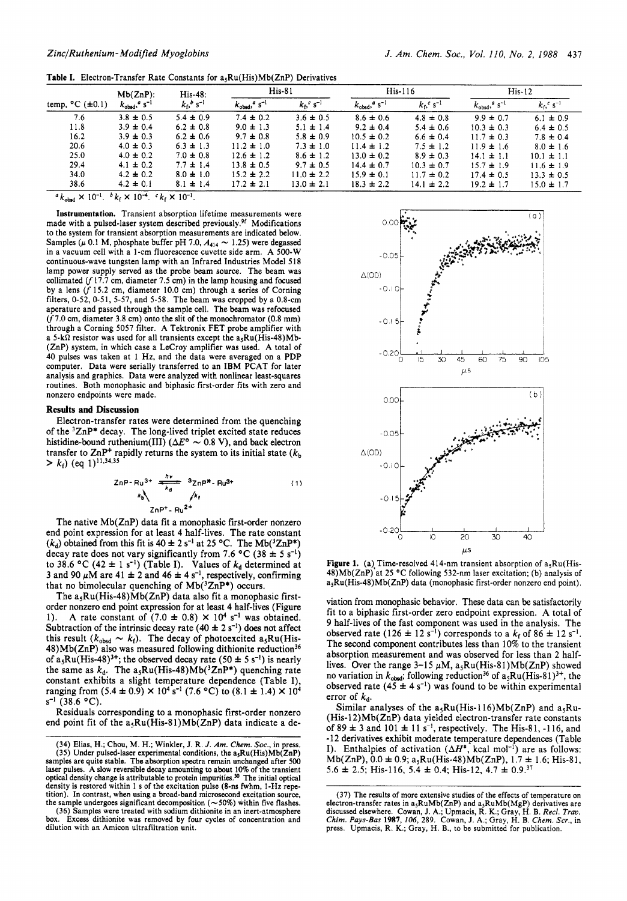**Table I.** Electron-Transfer Rate Constants for $a_5Ru(His)Mb(ZnP)$ Derivatives

| temp, °C (±0.1) | Mb(ZnP): $k_{obsd}$,[a] $s^{-1}$ | His-48: $k_f$,[b] $s^{-1}$ | His-81 | | His-116 | | His-12 | |
|---|---|---|---|---|---|---|---|---|
| | | | $k_{obsd}$,[a] $s^{-1}$ | $k_f$,[c] $s^{-1}$ | $k_{obsd}$,[a] $s^{-1}$ | $k_f$,[c] $s^{-1}$ | $k_{obsd}$,[a] $s^{-1}$ | $k_f$,[c] $s^{-1}$ |
| 7.6 | 3.8 ± 0.5 | 5.4 ± 0.9 | 7.4 ± 0.2 | 3.6 ± 0.5 | 8.6 ± 0.6 | 4.8 ± 0.8 | 9.9 ± 0.7 | 6.1 ± 0.9 |
| 11.8 | 3.9 ± 0.4 | 6.2 ± 0.8 | 9.0 ± 1.3 | 5.1 ± 1.4 | 9.2 ± 0.4 | 5.4 ± 0.6 | 10.3 ± 0.3 | 6.4 ± 0.5 |
| 16.2 | 3.9 ± 0.3 | 6.2 ± 0.6 | 9.7 ± 0.8 | 5.8 ± 0.9 | 10.5 ± 0.2 | 6.6 ± 0.4 | 11.7 ± 0.3 | 7.8 ± 0.4 |
| 20.6 | 4.0 ± 0.3 | 6.3 ± 1.3 | 11.2 ± 1.0 | 7.3 ± 1.0 | 11.4 ± 1.2 | 7.5 ± 1.2 | 11.9 ± 1.6 | 8.0 ± 1.6 |
| 25.0 | 4.0 ± 0.2 | 7.0 ± 0.8 | 12.6 ± 1.2 | 8.6 ± 1.2 | 13.0 ± 0.2 | 8.9 ± 0.3 | 14.1 ± 1.1 | 10.1 ± 1.1 |
| 29.4 | 4.1 ± 0.2 | 7.7 ± 1.4 | 13.8 ± 0.5 | 9.7 ± 0.5 | 14.4 ± 0.7 | 10.3 ± 0.7 | 15.7 ± 1.9 | 11.6 ± 1.9 |
| 34.0 | 4.2 ± 0.2 | 8.0 ± 1.0 | 15.2 ± 2.2 | 11.0 ± 2.2 | 15.9 ± 0.1 | 11.7 ± 0.2 | 17.4 ± 0.5 | 13.3 ± 0.5 |
| 38.6 | 4.2 ± 0.1 | 8.1 ± 1.4 | 17.2 ± 2.1 | 13.0 ± 2.1 | 18.3 ± 2.2 | 14.1 ± 2.2 | 19.2 ± 1.7 | 15.0 ± 1.7 |

[a] $k_{obsd} \times 10^{-1}$. [b] $k_f \times 10^{-4}$. [c] $k_f \times 10^{-1}$.

**Instrumentation.** Transient absorption lifetime measurements were made with a pulsed-laser system described previously.[9f] Modifications to the system for transient absorption measurements are indicated below. Samples ($\mu$ 0.1 M, phosphate buffer pH 7.0, $A_{414} \sim 1.25$) were degassed in a vacuum cell with a 1-cm fluorescence cuvette side arm. A 500-W continuous-wave tungsten lamp with an Infrared Industries Model 518 lamp power supply served as the probe beam source. The beam was collimated ($f$ 17.7 cm, diameter 7.5 cm) in the lamp housing and focused by a lens ($f$ 15.2 cm, diameter 10.0 cm) through a series of Corning filters, 0-52, 0-51, 5-57, and 5-58. The beam was cropped by a 0.8-cm aperature and passed through the sample cell. The beam was refocused ($f$ 7.0 cm, diameter 3.8 cm) onto the slit of the monochromator (0.8 mm) through a Corning 5057 filter. A Tektronix FET probe amplifier with a 5-kΩ resistor was used for all transients except the $a_5Ru(His-48)Mb(ZnP)$ system, in which case a LeCroy amplifier was used. A total of 40 pulses was taken at 1 Hz, and the data were averaged on a PDP computer. Data were serially transferred to an IBM PCAT for later analysis and graphics. Data were analyzed with nonlinear least-squares routines. Both monophasic and biphasic first-order fits with zero and nonzero endpoints were made.

## Results and Discussion

Electron-transfer rates were determined from the quenching of the $^3ZnP^*$ decay. The long-lived triplet excited state reduces histidine-bound ruthenium(III) ($\Delta E° \sim 0.8$ V), and back electron transfer to $ZnP^+$ rapidly returns the system to its initial state ($k_b > k_f$) (eq 1)[11,34,35]

$$ZnP\text{-}Ru^{3+} \underset{k_d}{\overset{h\nu}{\rightleftharpoons}} {}^3ZnP^*\text{-}Ru^{3+} \quad (1)$$
$$k_b \nwarrow \quad \swarrow k_f$$
$$ZnP^+\text{-}Ru^{2+}$$

The native Mb(ZnP) data fit a monophasic first-order nonzero end point expression for at least 4 half-lives. The rate constant ($k_d$) obtained from this fit is 40 ± 2 $s^{-1}$ at 25 °C. The $Mb(^3ZnP^*)$ decay rate does not vary significantly from 7.6 °C (38 ± 5 $s^{-1}$) to 38.6 °C (42 ± 1 $s^{-1}$) (Table I). Values of $k_d$ determined at 3 and 90 $\mu$M are 41 ± 2 and 46 ± 4 $s^{-1}$, respectively, confirming that no bimolecular quenching of $Mb(^3ZnP^*)$ occurs.

The $a_5Ru(His-48)Mb(ZnP)$ data also fit a monophasic first-order nonzero end point expression for at least 4 half-lives (Figure 1). A rate constant of (7.0 ± 0.8) × $10^4$ $s^{-1}$ was obtained. Subtraction of the intrinsic decay rate (40 ± 2 $s^{-1}$) does not affect this result ($k_{obsd} \sim k_f$). The decay of photoexcited $a_5Ru(His-48)Mb(ZnP)$ also was measured following dithionite reduction[36] of $a_5Ru(His-48)^{3+}$; the observed decay rate (50 ± 5 $s^{-1}$) is nearly the same as $k_d$. The $a_5Ru(His-48)Mb(^3ZnP^*)$ quenching rate constant exhibits a slight temperature dependence (Table I), ranging from (5.4 ± 0.9) × $10^4$ $s^{-1}$ (7.6 °C) to (8.1 ± 1.4) × $10^4$ $s^{-1}$ (38.6 °C).

Residuals corresponding to a monophasic first-order nonzero end point fit of the $a_5Ru(His-81)Mb(ZnP)$ data indicate a deviation from monophasic behavior. These data can be satisfactorily fit to a biphasic first-order zero endpoint expression. A total of 9 half-lives of the fast component was used in the analysis. The observed rate (126 ± 12 $s^{-1}$) corresponds to a $k_f$ of 86 ± 12 $s^{-1}$. The second component contributes less than 10% to the transient absorption measurement and was observed for less than 2 half-lives. Over the range 3–15 $\mu$M, $a_5Ru(His-81)Mb(ZnP)$ showed no variation in $k_{obsd}$; following reduction[36] of $a_5Ru(His-81)^{3+}$, the observed rate (45 ± 4 $s^{-1}$) was found to be within experimental error of $k_d$.

Similar analyses of the $a_5Ru(His-116)Mb(ZnP)$ and $a_5Ru(His-12)Mb(ZnP)$ data yielded electron-transfer rate constants of 89 ± 3 and 101 ± 11 $s^{-1}$, respectively. The His-81, -116, and -12 derivatives exhibit moderate temperature dependences (Table I). Enthalpies of activation ($\Delta H^{\ddagger}$, kcal $mol^{-1}$) are as follows: Mb(ZnP), 0.0 ± 0.9; $a_5Ru(His-48)Mb(ZnP)$, 1.7 ± 1.6; His-81, 5.6 ± 2.5; His-116, 5.4 ± 0.4; His-12, 4.7 ± 0.9.[37]

**Figure 1.** (a) Time-resolved 414-nm transient absorption of $a_5Ru(His-48)Mb(ZnP)$ at 25 °C following 532-nm laser excitation; (b) analysis of $a_5Ru(His-48)Mb(ZnP)$ data (monophasic first-order nonzero end point).

(34) Elias, H.; Chou, M. H.; Winkler, J. R. *J. Am. Chem. Soc.*, in press.

(35) Under pulsed-laser experimental conditions, the $a_5Ru(His)Mb(ZnP)$ samples are quite stable. The absorption spectra remain unchanged after 500 laser pulses. A slow reversible decay amounting to about 10% of the transient optical density change is attributable to protein impurities.[30] The initial optical density is restored within 1 s of the excitation pulse (8-ns fwhm, 1-Hz repetition). In contrast, when using a broad-band microsecond excitation source, the sample undergoes significant decomposition (~50%) within five flashes.

(36) Samples were treated with sodium dithionite in an inert-atmosphere box. Excess dithionite was removed by four cycles of concentration and dilution with an Amicon ultrafiltration unit.

(37) The results of more extensive studies of the effects of temperature on electron-transfer rates in $a_5RuMb(ZnP)$ and $a_5RuMb(MgP)$ derivatives are discussed elsewhere. Cowan, J. A.; Upmacis, R. K.; Gray, H. B. *Recl. Trav. Chim. Pays-Bas* **1987**, *106*, 289. Cowan, J. A.; Gray, H. B. *Chem. Scr.*, in press. Upmacis, R. K.; Gray, H. B., to be submitted for publication.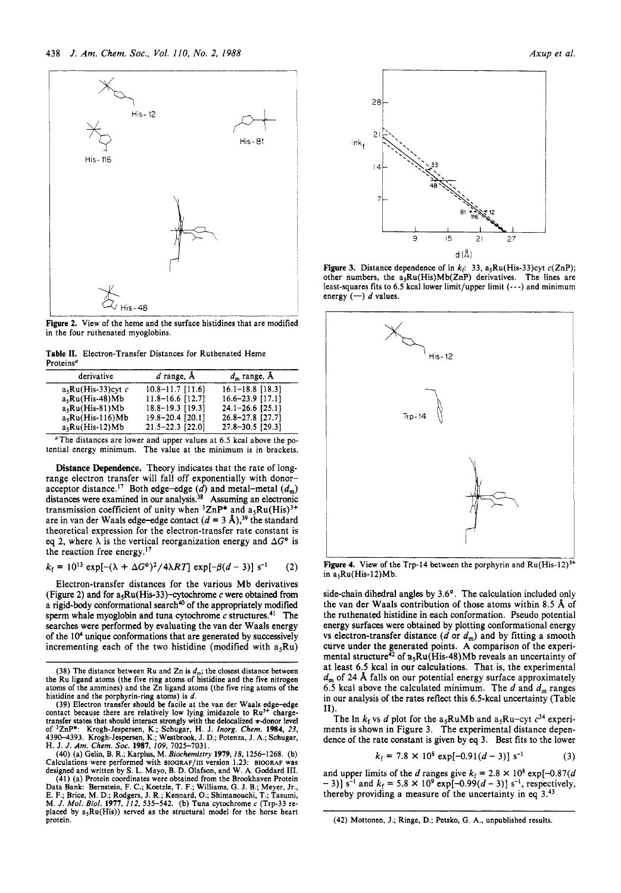Figure 2. View of the heme and the surface histidines that are modified in the four ruthenated myoglobins.

Table II. Electron-Transfer Distances for Ruthenated Heme Proteins[a]

| derivative | $d$ range, Å | $d_m$ range, Å |
|---|---|---|
| $a_5$Ru(His-33)cyt $c$ | 10.8–11.7 [11.6] | 16.1–18.8 [18.3] |
| $a_5$Ru(His-48)Mb | 11.8–16.6 [12.7] | 16.6–23.9 [17.1] |
| $a_5$Ru(His-81)Mb | 18.8–19.3 [19.3] | 24.1–26.6 [25.1] |
| $a_5$Ru(His-116)Mb | 19.8–20.4 [20.1] | 26.8–27.8 [27.7] |
| $a_5$Ru(His-12)Mb | 21.5–22.3 [22.0] | 27.8–30.5 [29.3] |

[a] The distances are lower and upper values at 6.5 kcal above the potential energy minimum. The value at the minimum is in brackets.

**Distance Dependence.** Theory indicates that the rate of long-range electron transfer will fall off exponentially with donor–acceptor distance.[17] Both edge–edge ($d$) and metal–metal ($d_m$) distances were examined in our analysis.[38] Assuming an electronic transmission coefficient of unity when $^3$ZnP* and $a_5Ru(His)^{3+}$ are in van der Waals edge–edge contact ($d$ = 3 Å),[39] the standard theoretical expression for the electron-transfer rate constant is eq 2, where $\lambda$ is the vertical reorganization energy and $\Delta G°$ is the reaction free energy.[17]

$$k_f = 10^{13} \exp[-(\lambda + \Delta G°)^2/4\lambda RT] \exp[-\beta(d - 3)] \text{ s}^{-1} \quad (2)$$

Electron-transfer distances for the various Mb derivatives (Figure 2) and for $a_5$Ru(His-33)–cytochrome $c$ were obtained from a rigid-body conformational search[40] of the appropriately modified sperm whale myoglobin and tuna cytochrome $c$ structures.[41] The searches were performed by evaluating the van der Waals energy of the $10^4$ unique conformations that are generated by successively incrementing each of the two histidine (modified with $a_5$Ru) side-chain dihedral angles by 3.6°. The calculation included only the van der Waals contribution of those atoms within 8.5 Å of the ruthenated histidine in each conformation. Pseudo potential energy surfaces were obtained by plotting conformational energy vs electron-transfer distance ($d$ or $d_m$) and by fitting a smooth curve under the generated points. A comparison of the experimental structure[42] of $a_5$Ru(His-48)Mb reveals an uncertainty of at least 6.5 kcal in our calculations. That is, the experimental $d_m$ of 24 Å falls on our potential energy surface approximately 6.5 kcal above the calculated minimum. The $d$ and $d_m$ ranges in our analysis of the rates reflect this 6.5-kcal uncertainty (Table II).

The ln $k_f$ vs $d$ plot for the $a_5$RuMb and $a_5$Ru–cyt $c$[34] experiments is shown in Figure 3. The experimental distance dependence of the rate constant is given by eq 3. Best fits to the lower

$$k_f = 7.8 \times 10^8 \exp[-0.91(d - 3)] \text{ s}^{-1} \quad (3)$$

and upper limits of the $d$ ranges give $k_f = 2.8 \times 10^8 \exp[-0.87(d - 3)]$ s$^{-1}$ and $k_f = 5.8 \times 10^9 \exp[-0.99(d - 3)]$ s$^{-1}$, respectively, thereby providing a measure of the uncertainty in eq 3.[43]

Figure 3. Distance dependence of ln $k_f$: 33, $a_5$Ru(His-33)cyt $c$(ZnP); other numbers, the $a_5$Ru(His)Mb(ZnP) derivatives. The lines are least-squares fits to 6.5 kcal lower limit/upper limit (---) and minimum energy (—) $d$ values.

Figure 4. View of the Trp-14 between the porphyrin and $Ru(His-12)^{3+}$ in $a_5$Ru(His-12)Mb.

(38) The distance between Ru and Zn is $d_m$; the closest distance between the Ru ligand atoms (the five ring atoms of histidine and the five nitrogen atoms of the ammines) and the Zn ligand atoms (the five ring atoms of the histidine and the porphyrin-ring atoms) is $d$.

(39) Electron transfer should be facile at the van der Waals edge–edge contact because there are relatively low lying imidazole to $Ru^{3+}$ charge-transfer states that should interact strongly with the delocalized $\pi$-donor level of $^3$ZnP*: Krogh-Jespersen, K.; Schugar, H. J. *Inorg. Chem.* **1984**, *23*, 4390–4393. Krogh-Jespersen, K.; Westbrook, J. D.; Potenza, J. A.; Schugar, H. J. *J. Am. Chem. Soc.* **1987**, *109*, 7025–7031.

(40) (a) Gelin, B. R.; Karplus, M. *Biochemistry* **1979**, *18*, 1256–1268. (b) Calculations were performed with BIOGRAF/III version 1.23: BIOGRAF was designed and written by S. L. Mayo, B. D. Olafson, and W. A. Goddard III.

(41) (a) Protein coordinates were obtained from the Brookhaven Protein Data Bank: Bernstein, F. C.; Koetzle, T. F.; Williams, G. J. B.; Meyer, Jr., E. F.; Brice, M. D.; Rodgers, J. R.; Kennard, O.; Shimanouchi, T.; Tasumi, M. *J. Mol. Biol.* **1977**, *112*, 535–542. (b) Tuna cytochrome $c$ (Trp-33 replaced by $a_5$Ru(His)) served as the structural model for the horse heart protein.

(42) Mottonen, J.; Ringe, D.; Petsko, G. A., unpublished results.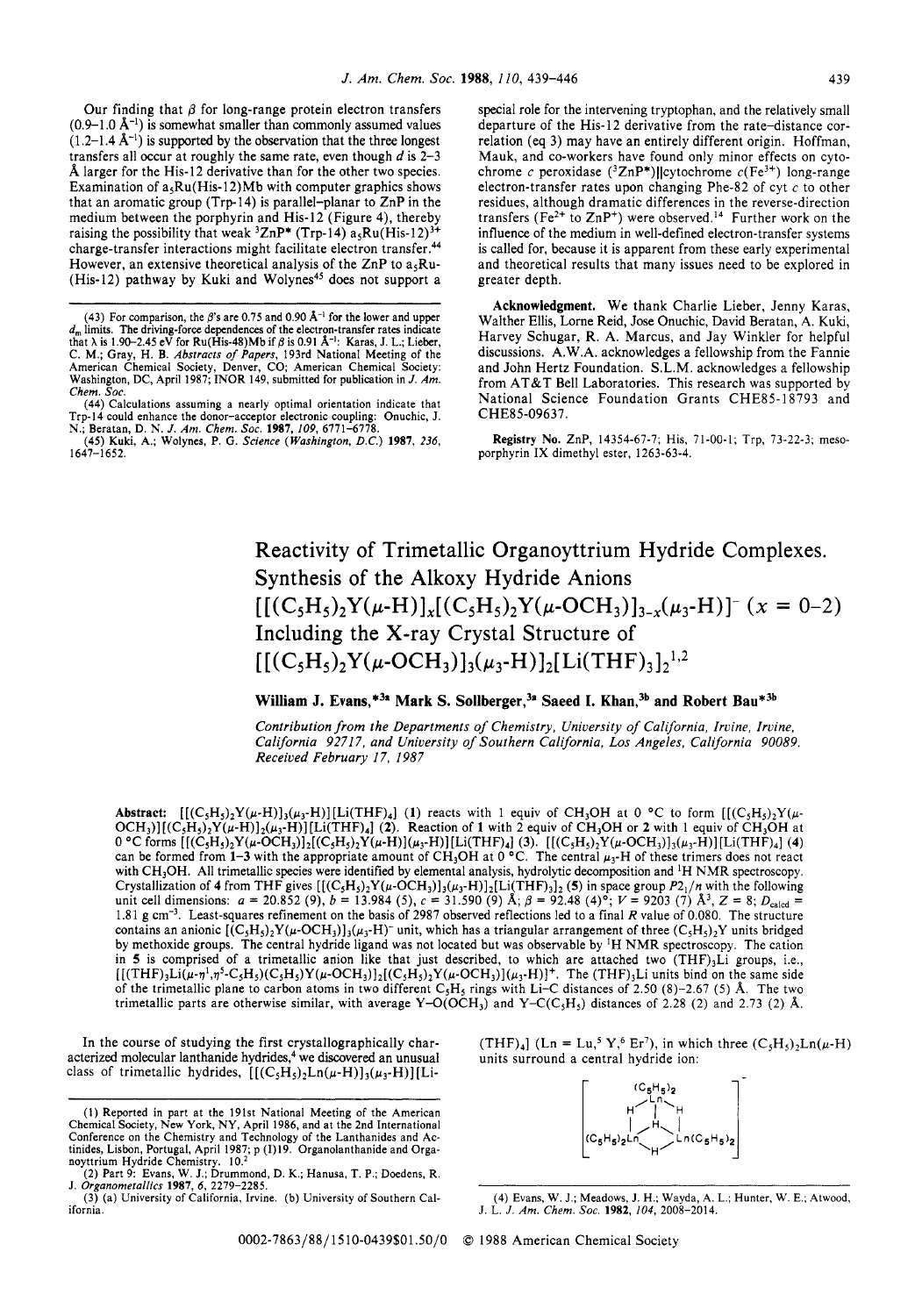Our finding that $\beta$ for long-range protein electron transfers (0.9–1.0 Å$^{-1}$) is somewhat smaller than commonly assumed values (1.2–1.4 Å$^{-1}$) is supported by the observation that the three longest transfers all occur at roughly the same rate, even though $d$ is 2–3 Å larger for the His-12 derivative than for the other two species. Examination of $a_5$Ru(His-12)Mb with computer graphics shows that an aromatic group (Trp-14) is parallel–planar to ZnP in the medium between the porphyrin and His-12 (Figure 4), thereby raising the possibility that weak $^3$ZnP* (Trp-14) $a_5$Ru(His-12)$^{3+}$ charge-transfer interactions might facilitate electron transfer.[44] However, an extensive theoretical analysis of the ZnP to $a_5$Ru-(His-12) pathway by Kuki and Wolynes[45] does not support a special role for the intervening tryptophan, and the relatively small departure of the His-12 derivative from the rate–distance correlation (eq 3) may have an entirely different origin. Hoffman, Mauk, and co-workers have found only minor effects on cytochrome $c$ peroxidase ($^3$ZnP*)‖cytochrome $c$(Fe$^{3+}$) long-range electron-transfer rates upon changing Phe-82 of cyt $c$ to other residues, although dramatic differences in the reverse-direction transfers (Fe$^{2+}$ to ZnP$^+$) were observed.[14] Further work on the influence of the medium in well-defined electron-transfer systems is called for, because it is apparent from these early experimental and theoretical results that many issues need to be explored in greater depth.

**Acknowledgment.** We thank Charlie Lieber, Jenny Karas, Walther Ellis, Lorne Reid, Jose Onuchic, David Beratan, A. Kuki, Harvey Schugar, R. A. Marcus, and Jay Winkler for helpful discussions. A.W.A. acknowledges a fellowship from the Fannie and John Hertz Foundation. S.L.M. acknowledges a fellowship from AT&T Bell Laboratories. This research was supported by National Science Foundation Grants CHE85-18793 and CHE85-09637.

**Registry No.** ZnP, 14354-67-7; His, 71-00-1; Trp, 73-22-3; meso-porphyrin IX dimethyl ester, 1263-63-4.

(43) For comparison, the $\beta$'s are 0.75 and 0.90 Å$^{-1}$ for the lower and upper $d_m$ limits. The driving-force dependences of the electron-transfer rates indicate that $\lambda$ is 1.90–2.45 eV for Ru(His-48)Mb if $\beta$ is 0.91 Å$^{-1}$: Karas, J. L.; Lieber, C. M.; Gray, H. B. *Abstracts of Papers*, 193rd National Meeting of the American Chemical Society, Denver, CO; American Chemical Society: Washington, DC, April 1987; INOR 149, submitted for publication in *J. Am. Chem. Soc.*

(44) Calculations assuming a nearly optimal orientation indicate that Trp-14 could enhance the donor–acceptor electronic coupling: Onuchic, J. N.; Beratan, D. N. *J. Am. Chem. Soc.* **1987**, *109*, 6771–6778.

(45) Kuki, A.; Wolynes, P. G. *Science (Washington, D.C.)* **1987**, *236*, 1647–1652.

# Reactivity of Trimetallic Organoyttrium Hydride Complexes. Synthesis of the Alkoxy Hydride Anions $[[(C_5H_5)_2Y(\mu\text{-}H)]_x[(C_5H_5)_2Y(\mu\text{-}OCH_3)]_{3-x}(\mu_3\text{-}H)]^-$ ($x$ = 0–2) Including the X-ray Crystal Structure of $[[(C_5H_5)_2Y(\mu\text{-}OCH_3)]_3(\mu_3\text{-}H)]_2[Li(THF)_3]_2$[1,2]

**William J. Evans,\*[3a] Mark S. Sollberger,[3a] Saeed I. Khan,[3b] and Robert Bau\*[3b]**

*Contribution from the Departments of Chemistry, University of California, Irvine, Irvine, California 92717, and University of Southern California, Los Angeles, California 90089. Received February 17, 1987*

**Abstract:** $[[(C_5H_5)_2Y(\mu\text{-}H)]_3(\mu_3\text{-}H)][Li(THF)_4]$ (**1**) reacts with 1 equiv of $CH_3OH$ at 0 °C to form $[[(C_5H_5)_2Y(\mu\text{-}OCH_3)][(C_5H_5)_2Y(\mu\text{-}H)]_2(\mu_3\text{-}H)][Li(THF)_4]$ (**2**). Reaction of **1** with 2 equiv of $CH_3OH$ or **2** with 1 equiv of $CH_3OH$ at 0 °C forms $[[(C_5H_5)_2Y(\mu\text{-}OCH_3)]_2[(C_5H_5)_2Y(\mu\text{-}H)](\mu_3\text{-}H)][Li(THF)_4]$ (**3**). $[[(C_5H_5)_2Y(\mu\text{-}OCH_3)]_3(\mu_3\text{-}H)][Li(THF)_4]$ (**4**) can be formed from **1**–**3** with the appropriate amount of $CH_3OH$ at 0 °C. The central $\mu_3$-H of these trimers does not react with $CH_3OH$. All trimetallic species were identified by elemental analysis, hydrolytic decomposition and $^1$H NMR spectroscopy. Crystallization of **4** from THF gives $[[(C_5H_5)_2Y(\mu\text{-}OCH_3)]_3(\mu_3\text{-}H)]_2[Li(THF)_3]_2$ (**5**) in space group $P2_1/n$ with the following unit cell dimensions: $a$ = 20.852 (9), $b$ = 13.984 (5), $c$ = 31.590 (9) Å; $\beta$ = 92.48 (4)°; $V$ = 9203 (7) Å$^3$, $Z$ = 8; $D_{calcd}$ = 1.81 g cm$^{-3}$. Least-squares refinement on the basis of 2987 observed reflections led to a final $R$ value of 0.080. The structure contains an anionic $[(C_5H_5)_2Y(\mu\text{-}OCH_3)]_3(\mu_3\text{-}H)^-$ unit, which has a triangular arrangement of three $(C_5H_5)_2Y$ units bridged by methoxide groups. The central hydride ligand was not located but was observable by $^1$H NMR spectroscopy. The cation in **5** is comprised of a trimetallic anion like that just described, to which are attached two $(THF)_3Li$ groups, i.e., $[[(THF)_3Li(\mu\text{-}\eta^1,\eta^5\text{-}C_5H_5)(C_5H_5)Y(\mu\text{-}OCH_3)]_2[(C_5H_5)_2Y(\mu\text{-}OCH_3)](\mu_3\text{-}H)]^+$. The $(THF)_3Li$ units bind on the same side of the trimetallic plane to carbon atoms in two different $C_5H_5$ rings with Li–C distances of 2.50 (8)–2.67 (5) Å. The two trimetallic parts are otherwise similar, with average Y–O($OCH_3$) and Y–C($C_5H_5$) distances of 2.28 (2) and 2.73 (2) Å.

In the course of studying the first crystallographically characterized molecular lanthanide hydrides,[4] we discovered an unusual class of trimetallic hydrides, $[[(C_5H_5)_2Ln(\mu\text{-}H)]_3(\mu_3\text{-}H)][Li(THF)_4]$ (Ln = Lu,[5] Y,[6] Er[7]), in which three $(C_5H_5)_2Ln(\mu\text{-}H)$ units surround a central hydride ion:

$$\left[\begin{array}{c} (C_5H_5)_2Ln(\mu\text{-}H)_3 \;\; (\mu_3\text{-}H) \end{array}\right]^-$$

(1) Reported in part at the 191st National Meeting of the American Chemical Society, New York, NY, April 1986, and at the 2nd International Conference on the Chemistry and Technology of the Lanthanides and Actinides, Lisbon, Portugal, April 1987; p (I)19. Organolanthanide and Organoyttrium Hydride Chemistry. 10.[2]

(2) Part 9: Evans, W. J.; Drummond, D. K.; Hanusa, T. P.; Doedens, R. J. *Organometallics* **1987**, *6*, 2279–2285.

(3) (a) University of California, Irvine. (b) University of Southern California.

(4) Evans, W. J.; Meadows, J. H.; Wayda, A. L.; Hunter, W. E.; Atwood, J. L. *J. Am. Chem. Soc.* **1982**, *104*, 2008–2014.